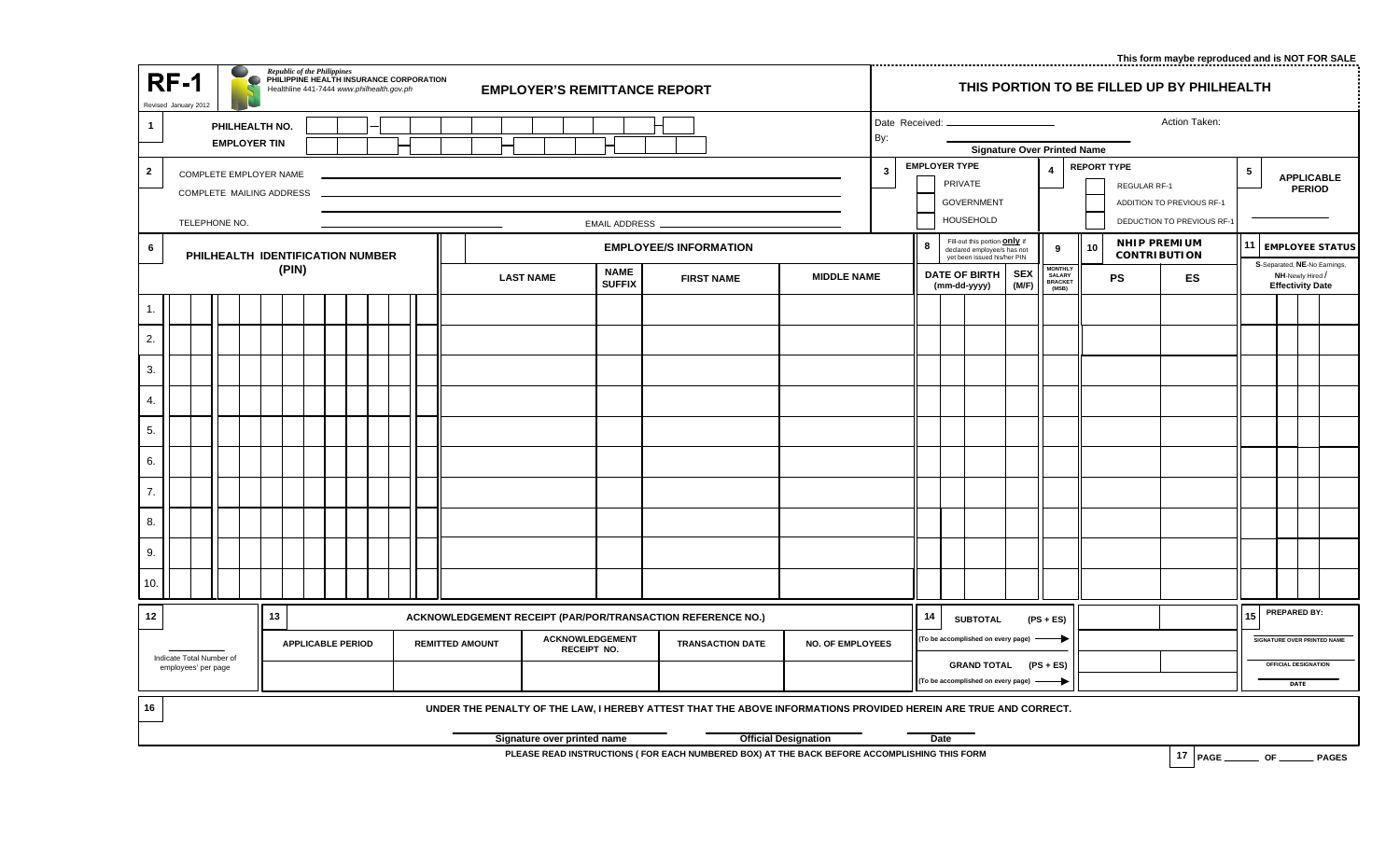This form maybe reproduced and is NOT FOR SALE

# RF-1

Revised January 2012

Republic of the Philippines
PHILIPPINE HEALTH INSURANCE CORPORATION
Healthline 441-7444 www.philhealth.gov.ph

## EMPLOYER'S REMITTANCE REPORT

**THIS PORTION TO BE FILLED UP BY PHILHEALTH**

Date Received: ____________ Action Taken:

By: ____________
Signature Over Printed Name

**1** PHILHEALTH NO. ___ – ___ – ___

EMPLOYER TIN ___ – ___ – ___

**2** COMPLETE EMPLOYER NAME ____________

COMPLETE MAILING ADDRESS ____________

TELEPHONE NO. ____________ EMAIL ADDRESS ____________

**3** EMPLOYER TYPE
- PRIVATE
- GOVERNMENT
- HOUSEHOLD

**4** REPORT TYPE
- REGULAR RF-1
- ADDITION TO PREVIOUS RF-1
- DEDUCTION TO PREVIOUS RF-1

**5** APPLICABLE PERIOD ____________

| 6 PHILHEALTH IDENTIFICATION NUMBER (PIN) | 7 EMPLOYEE/S INFORMATION | | | | 8 Fill-out this portion only if declared employee/s has not yet been issued his/her PIN | | 9 | 10 NHIP PREMIUM CONTRIBUTION | | 11 EMPLOYEE STATUS S-Separated, NE-No Earnings, NH-Newly Hired / Effectivity Date |
|---|---|---|---|---|---|---|---|---|---|---|
| | LAST NAME | NAME SUFFIX | FIRST NAME | MIDDLE NAME | DATE OF BIRTH (mm-dd-yyyy) | SEX (M/F) | MONTHLY SALARY BRACKET (MSB) | PS | ES | |
| 1. | | | | | | | | | | |
| 2. | | | | | | | | | | |
| 3. | | | | | | | | | | |
| 4. | | | | | | | | | | |
| 5. | | | | | | | | | | |
| 6. | | | | | | | | | | |
| 7. | | | | | | | | | | |
| 8. | | | | | | | | | | |
| 9. | | | | | | | | | | |
| 10. | | | | | | | | | | |

**12** ________
Indicate Total Number of employees' per page

**13** ACKNOWLEDGEMENT RECEIPT (PAR/POR/TRANSACTION REFERENCE NO.)

| APPLICABLE PERIOD | REMITTED AMOUNT | ACKNOWLEDGEMENT RECEIPT NO. | TRANSACTION DATE | NO. OF EMPLOYEES |
|---|---|---|---|---|
| | | | | |

**14**

| | PS | ES |
|---|---|---|
| SUBTOTAL (PS + ES) (To be accomplished on every page) → | | |
| GRAND TOTAL (PS + ES) (To be accomplished on every page) → | | |

**15** PREPARED BY:

____________
SIGNATURE OVER PRINTED NAME

____________
OFFICIAL DESIGNATION

____________
DATE

**16** UNDER THE PENALTY OF THE LAW, I HEREBY ATTEST THAT THE ABOVE INFORMATIONS PROVIDED HEREIN ARE TRUE AND CORRECT.

____________ Signature over printed name ____________ Official Designation ____________ Date

PLEASE READ INSTRUCTIONS ( FOR EACH NUMBERED BOX) AT THE BACK BEFORE ACCOMPLISHING THIS FORM

**17** PAGE ______ OF ______ PAGES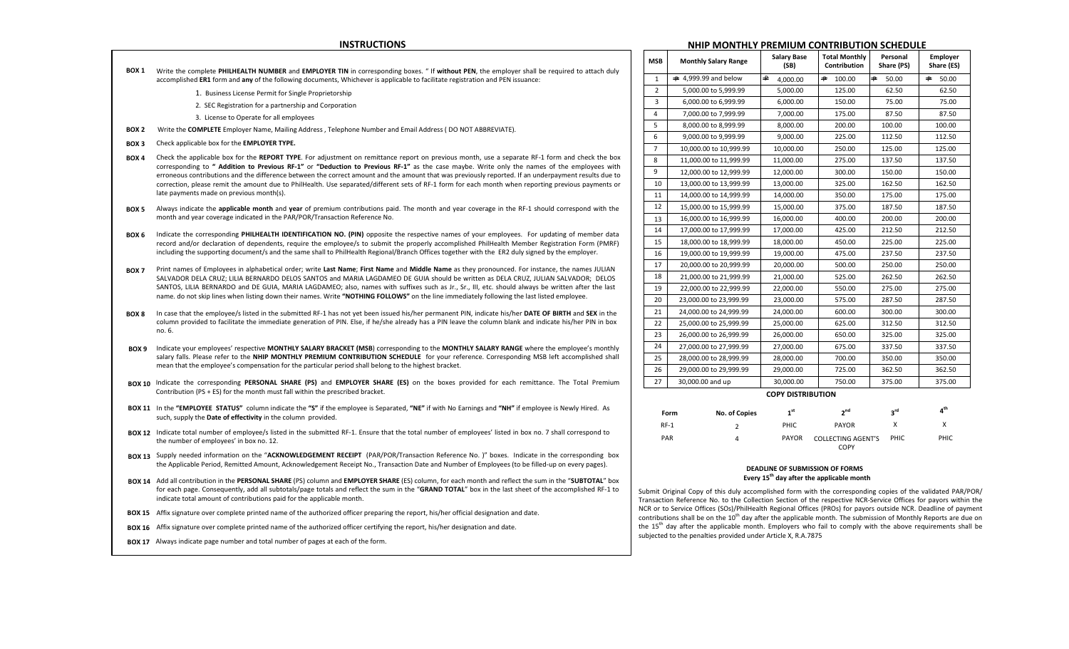## INSTRUCTIONS

**BOX 1** Write the complete **PHILHEALTH NUMBER** and **EMPLOYER TIN** in corresponding boxes. " If **without PEN**, the employer shall be required to attach duly accomplished **ER1** form and **any** of the following documents, Whichever is applicable to facilitate registration and PEN issuance:

1. Business License Permit for Single Proprietorship
2. SEC Registration for a partnership and Corporation
3. License to Operate for all employees

**BOX 2** Write the **COMPLETE** Employer Name, Mailing Address , Telephone Number and Email Address ( DO NOT ABBREVIATE).

**BOX 3** Check applicable box for the **EMPLOYER TYPE.**

**BOX 4** Check the applicable box for the **REPORT TYPE**. For adjustment on remittance report on previous month, use a separate RF-1 form and check the box corresponding to **" Addition to Previous RF-1"** or **"Deduction to Previous RF-1"** as the case maybe. Write only the names of the employees with erroneous contributions and the difference between the correct amount and the amount that was previously reported. If an underpayment results due to correction, please remit the amount due to PhilHealth. Use separated/different sets of RF-1 form for each month when reporting previous payments or late payments made on previous month(s).

**BOX 5** Always indicate the **applicable month** and **year** of premium contributions paid. The month and year coverage in the RF-1 should correspond with the month and year coverage indicated in the PAR/POR/Transaction Reference No.

**BOX 6** Indicate the corresponding **PHILHEALTH IDENTIFICATION NO. (PIN)** opposite the respective names of your employees. For updating of member data record and/or declaration of dependents, require the employee/s to submit the properly accomplished PhilHealth Member Registration Form (PMRF) including the supporting document/s and the same shall to PhilHealth Regional/Branch Offices together with the ER2 duly signed by the employer.

**BOX 7** Print names of Employees in alphabetical order; write **Last Name**; **First Name** and **Middle Name** as they pronounced. For instance, the names JULIAN SALVADOR DELA CRUZ; LILIA BERNARDO DELOS SANTOS and MARIA LAGDAMEO DE GUIA should be written as DELA CRUZ, JULIAN SALVADOR; DELOS SANTOS, LILIA BERNARDO and DE GUIA, MARIA LAGDAMEO; also, names with suffixes such as Jr., Sr., III, etc. should always be written after the last name. do not skip lines when listing down their names. Write **"NOTHING FOLLOWS"** on the line immediately following the last listed employee.

**BOX 8** In case that the employee/s listed in the submitted RF-1 has not yet been issued his/her permanent PIN, indicate his/her **DATE OF BIRTH** and **SEX** in the column provided to facilitate the immediate generation of PIN. Else, if he/she already has a PIN leave the column blank and indicate his/her PIN in box no. 6.

**BOX 9** Indicate your employees' respective **MONTHLY SALARY BRACKET (MSB**) corresponding to the **MONTHLY SALARY RANGE** where the employee's monthly salary falls. Please refer to the **NHIP MONTHLY PREMIUM CONTRIBUTION SCHEDULE** for your reference. Corresponding MSB left accomplished shall mean that the employee's compensation for the particular period shall belong to the highest bracket.

**BOX 10** Indicate the corresponding **PERSONAL SHARE (PS)** and **EMPLOYER SHARE (ES)** on the boxes provided for each remittance. The Total Premium Contribution (PS + ES) for the month must fall within the prescribed bracket.

**BOX 11** In the **"EMPLOYEE STATUS"** column indicate the **"S"** if the employee is Separated, **"NE"** if with No Earnings and **"NH"** if employee is Newly Hired. As such, supply the **Date of effectivity** in the column provided.

**BOX 12** Indicate total number of employee/s listed in the submitted RF-1. Ensure that the total number of employees' listed in box no. 7 shall correspond to the number of employees' in box no. 12.

**BOX 13** Supply needed information on the "**ACKNOWLEDGEMENT RECEIPT** (PAR/POR/Transaction Reference No. )" boxes. Indicate in the corresponding box the Applicable Period, Remitted Amount, Acknowledgement Receipt No., Transaction Date and Number of Employees (to be filled-up on every pages).

**BOX 14** Add all contribution in the **PERSONAL SHARE** (PS) column and **EMPLOYER SHARE** (ES) column, for each month and reflect the sum in the "**SUBTOTAL**" box for each page. Consequently, add all subtotals/page totals and reflect the sum in the "**GRAND TOTAL**" box in the last sheet of the accomplished RF-1 to indicate total amount of contributions paid for the applicable month.

**BOX 15** Affix signature over complete printed name of the authorized officer preparing the report, his/her official designation and date.

**BOX 16** Affix signature over complete printed name of the authorized officer certifying the report, his/her designation and date.

**BOX 17** Always indicate page number and total number of pages at each of the form.

## NHIP MONTHLY PREMIUM CONTRIBUTION SCHEDULE

| MSB | Monthly Salary Range | Salary Base (SB) | Total Monthly Contribution | Personal Share (PS) | Employer Share (ES) |
|---|---|---|---|---|---|
| 1 | ₱ 4,999.99 and below | ₱ 4,000.00 | ₱ 100.00 | ₱ 50.00 | ₱ 50.00 |
| 2 | 5,000.00 to 5,999.99 | 5,000.00 | 125.00 | 62.50 | 62.50 |
| 3 | 6,000.00 to 6,999.99 | 6,000.00 | 150.00 | 75.00 | 75.00 |
| 4 | 7,000.00 to 7,999.99 | 7,000.00 | 175.00 | 87.50 | 87.50 |
| 5 | 8,000.00 to 8,999.99 | 8,000.00 | 200.00 | 100.00 | 100.00 |
| 6 | 9,000.00 to 9,999.99 | 9,000.00 | 225.00 | 112.50 | 112.50 |
| 7 | 10,000.00 to 10,999.99 | 10,000.00 | 250.00 | 125.00 | 125.00 |
| 8 | 11,000.00 to 11,999.99 | 11,000.00 | 275.00 | 137.50 | 137.50 |
| 9 | 12,000.00 to 12,999.99 | 12,000.00 | 300.00 | 150.00 | 150.00 |
| 10 | 13,000.00 to 13,999.99 | 13,000.00 | 325.00 | 162.50 | 162.50 |
| 11 | 14,000.00 to 14,999.99 | 14,000.00 | 350.00 | 175.00 | 175.00 |
| 12 | 15,000.00 to 15,999.99 | 15,000.00 | 375.00 | 187.50 | 187.50 |
| 13 | 16,000.00 to 16,999.99 | 16,000.00 | 400.00 | 200.00 | 200.00 |
| 14 | 17,000.00 to 17,999.99 | 17,000.00 | 425.00 | 212.50 | 212.50 |
| 15 | 18,000.00 to 18,999.99 | 18,000.00 | 450.00 | 225.00 | 225.00 |
| 16 | 19,000.00 to 19,999.99 | 19,000.00 | 475.00 | 237.50 | 237.50 |
| 17 | 20,000.00 to 20,999.99 | 20,000.00 | 500.00 | 250.00 | 250.00 |
| 18 | 21,000.00 to 21,999.99 | 21,000.00 | 525.00 | 262.50 | 262.50 |
| 19 | 22,000.00 to 22,999.99 | 22,000.00 | 550.00 | 275.00 | 275.00 |
| 20 | 23,000.00 to 23,999.99 | 23,000.00 | 575.00 | 287.50 | 287.50 |
| 21 | 24,000.00 to 24,999.99 | 24,000.00 | 600.00 | 300.00 | 300.00 |
| 22 | 25,000.00 to 25,999.99 | 25,000.00 | 625.00 | 312.50 | 312.50 |
| 23 | 26,000.00 to 26,999.99 | 26,000.00 | 650.00 | 325.00 | 325.00 |
| 24 | 27,000.00 to 27,999.99 | 27,000.00 | 675.00 | 337.50 | 337.50 |
| 25 | 28,000.00 to 28,999.99 | 28,000.00 | 700.00 | 350.00 | 350.00 |
| 26 | 29,000.00 to 29,999.99 | 29,000.00 | 725.00 | 362.50 | 362.50 |
| 27 | 30,000.00 and up | 30,000.00 | 750.00 | 375.00 | 375.00 |

### COPY DISTRIBUTION

| Form | No. of Copies | 1st | 2nd | 3rd | 4th |
|---|---|---|---|---|---|
| RF-1 | 2 | PHIC | PAYOR | X | X |
| PAR | 4 | PAYOR | COLLECTING AGENT'S COPY | PHIC | PHIC |

**DEADLINE OF SUBMISSION OF FORMS**
**Every 15th day after the applicable month**

Submit Original Copy of this duly accomplished form with the corresponding copies of the validated PAR/POR/ Transaction Reference No. to the Collection Section of the respective NCR-Service Offices for payors within the NCR or to Service Offices (SOs)/PhilHealth Regional Offices (PROs) for payors outside NCR. Deadline of payment contributions shall be on the 10th day after the applicable month. The submission of Monthly Reports are due on the 15th day after the applicable month. Employers who fail to comply with the above requirements shall be subjected to the penalties provided under Article X, R.A.7875